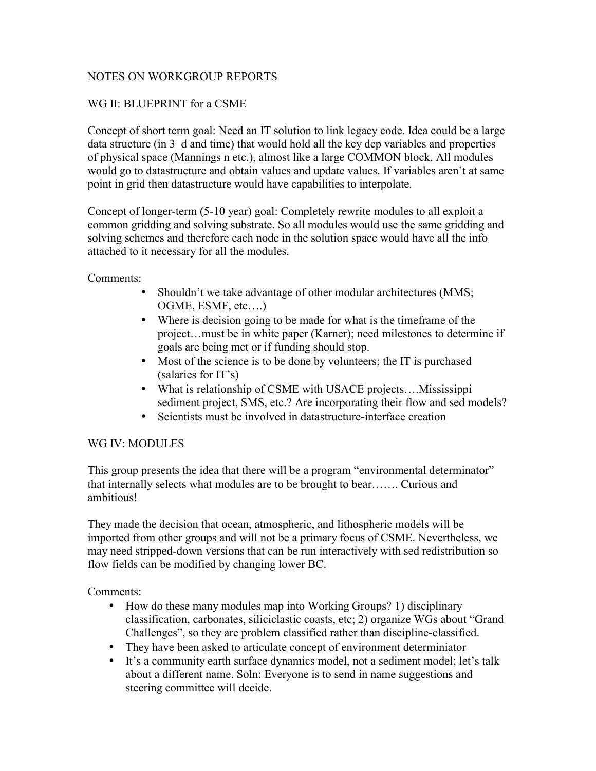# NOTES ON WORKGROUP REPORTS

## WG II: BLUEPRINT for a CSME

Concept of short term goal: Need an IT solution to link legacy code. Idea could be a large data structure (in 3_d and time) that would hold all the key dep variables and properties of physical space (Mannings n etc.), almost like a large COMMON block. All modules would go to datastructure and obtain values and update values. If variables aren't at same point in grid then datastructure would have capabilities to interpolate.

Concept of longer-term (5-10 year) goal: Completely rewrite modules to all exploit a common gridding and solving substrate. So all modules would use the same gridding and solving schemes and therefore each node in the solution space would have all the info attached to it necessary for all the modules.

Comments:

- Shouldn't we take advantage of other modular architectures (MMS; OGME, ESMF, etc….)
- Where is decision going to be made for what is the timeframe of the project…must be in white paper (Karner); need milestones to determine if goals are being met or if funding should stop.
- Most of the science is to be done by volunteers; the IT is purchased (salaries for IT's)
- What is relationship of CSME with USACE projects….Mississippi sediment project, SMS, etc.? Are incorporating their flow and sed models?
- Scientists must be involved in datastructure-interface creation

## WG IV: MODULES

This group presents the idea that there will be a program "environmental determinator" that internally selects what modules are to be brought to bear……. Curious and ambitious!

They made the decision that ocean, atmospheric, and lithospheric models will be imported from other groups and will not be a primary focus of CSME. Nevertheless, we may need stripped-down versions that can be run interactively with sed redistribution so flow fields can be modified by changing lower BC.

Comments:

- How do these many modules map into Working Groups? 1) disciplinary classification, carbonates, siliciclastic coasts, etc; 2) organize WGs about "Grand Challenges", so they are problem classified rather than discipline-classified.
- They have been asked to articulate concept of environment determiniator
- It's a community earth surface dynamics model, not a sediment model; let's talk about a different name. Soln: Everyone is to send in name suggestions and steering committee will decide.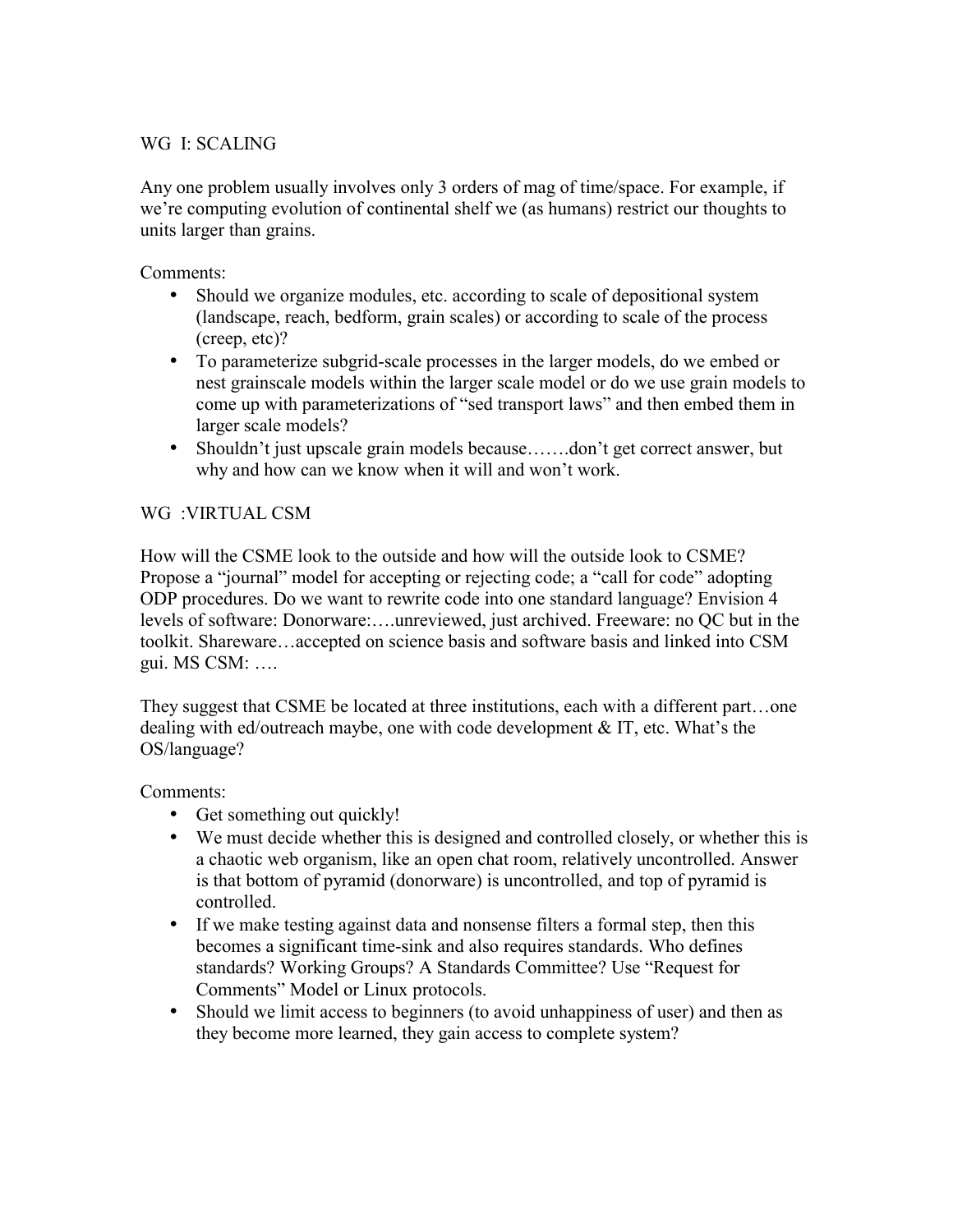## WG I: SCALING

Any one problem usually involves only 3 orders of mag of time/space. For example, if we're computing evolution of continental shelf we (as humans) restrict our thoughts to units larger than grains.

Comments:

- Should we organize modules, etc. according to scale of depositional system (landscape, reach, bedform, grain scales) or according to scale of the process (creep, etc)?
- To parameterize subgrid-scale processes in the larger models, do we embed or nest grainscale models within the larger scale model or do we use grain models to come up with parameterizations of "sed transport laws" and then embed them in larger scale models?
- Shouldn't just upscale grain models because…….don't get correct answer, but why and how can we know when it will and won't work.

## WG :VIRTUAL CSM

How will the CSME look to the outside and how will the outside look to CSME? Propose a "journal" model for accepting or rejecting code; a "call for code" adopting ODP procedures. Do we want to rewrite code into one standard language? Envision 4 levels of software: Donorware:….unreviewed, just archived. Freeware: no QC but in the toolkit. Shareware…accepted on science basis and software basis and linked into CSM gui. MS CSM: ….

They suggest that CSME be located at three institutions, each with a different part…one dealing with ed/outreach maybe, one with code development & IT, etc. What's the OS/language?

Comments:

- Get something out quickly!
- We must decide whether this is designed and controlled closely, or whether this is a chaotic web organism, like an open chat room, relatively uncontrolled. Answer is that bottom of pyramid (donorware) is uncontrolled, and top of pyramid is controlled.
- If we make testing against data and nonsense filters a formal step, then this becomes a significant time-sink and also requires standards. Who defines standards? Working Groups? A Standards Committee? Use "Request for Comments" Model or Linux protocols.
- Should we limit access to beginners (to avoid unhappiness of user) and then as they become more learned, they gain access to complete system?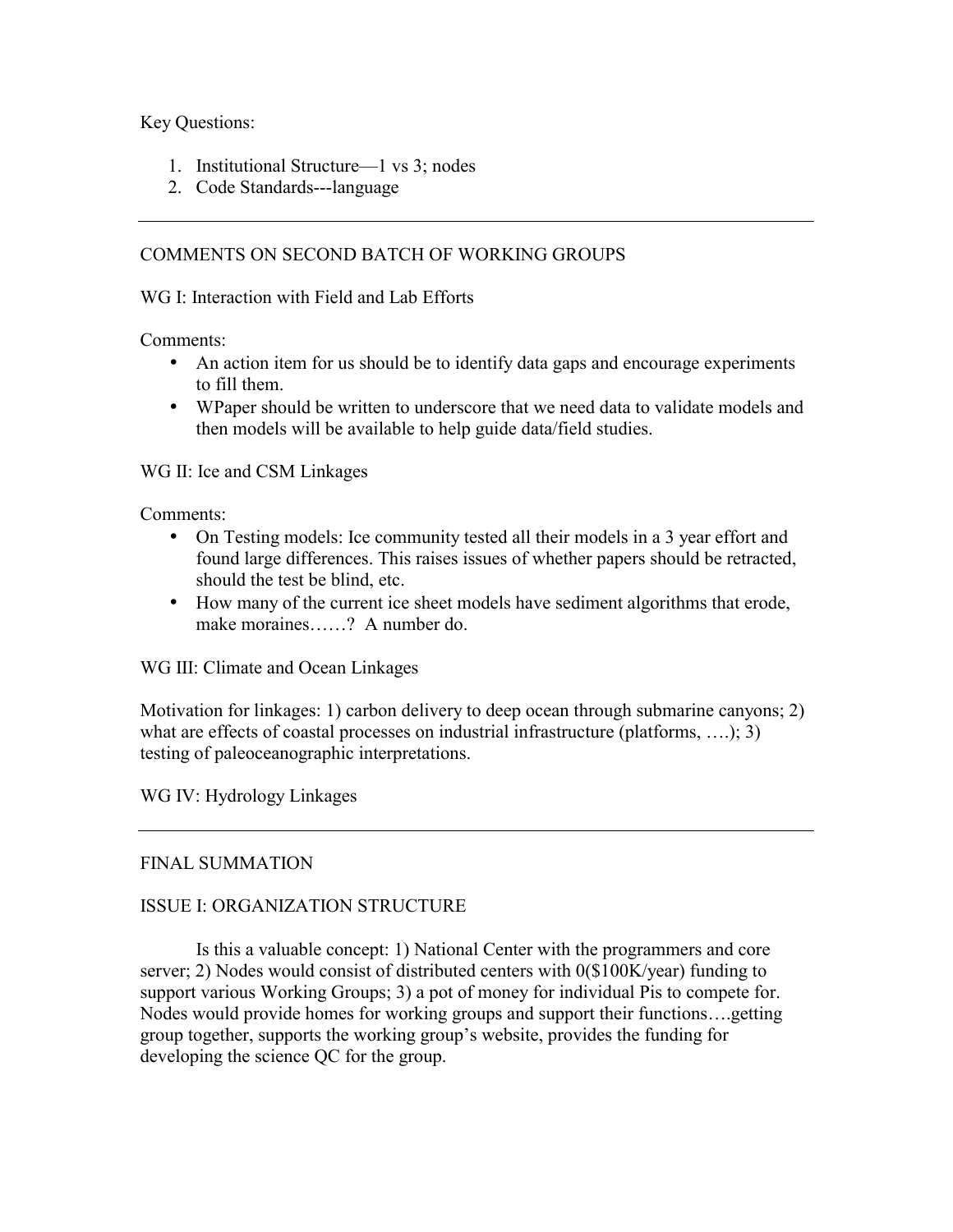Key Questions:

1. Institutional Structure—1 vs 3; nodes
2. Code Standards---language

---

COMMENTS ON SECOND BATCH OF WORKING GROUPS

WG I: Interaction with Field and Lab Efforts

Comments:

- An action item for us should be to identify data gaps and encourage experiments to fill them.
- WPaper should be written to underscore that we need data to validate models and then models will be available to help guide data/field studies.

WG II: Ice and CSM Linkages

Comments:

- On Testing models: Ice community tested all their models in a 3 year effort and found large differences. This raises issues of whether papers should be retracted, should the test be blind, etc.
- How many of the current ice sheet models have sediment algorithms that erode, make moraines……? A number do.

WG III: Climate and Ocean Linkages

Motivation for linkages: 1) carbon delivery to deep ocean through submarine canyons; 2) what are effects of coastal processes on industrial infrastructure (platforms, ….); 3) testing of paleoceanographic interpretations.

WG IV: Hydrology Linkages

---

FINAL SUMMATION

ISSUE I: ORGANIZATION STRUCTURE

Is this a valuable concept: 1) National Center with the programmers and core server; 2) Nodes would consist of distributed centers with 0($100K/year) funding to support various Working Groups; 3) a pot of money for individual Pis to compete for. Nodes would provide homes for working groups and support their functions….getting group together, supports the working group's website, provides the funding for developing the science QC for the group.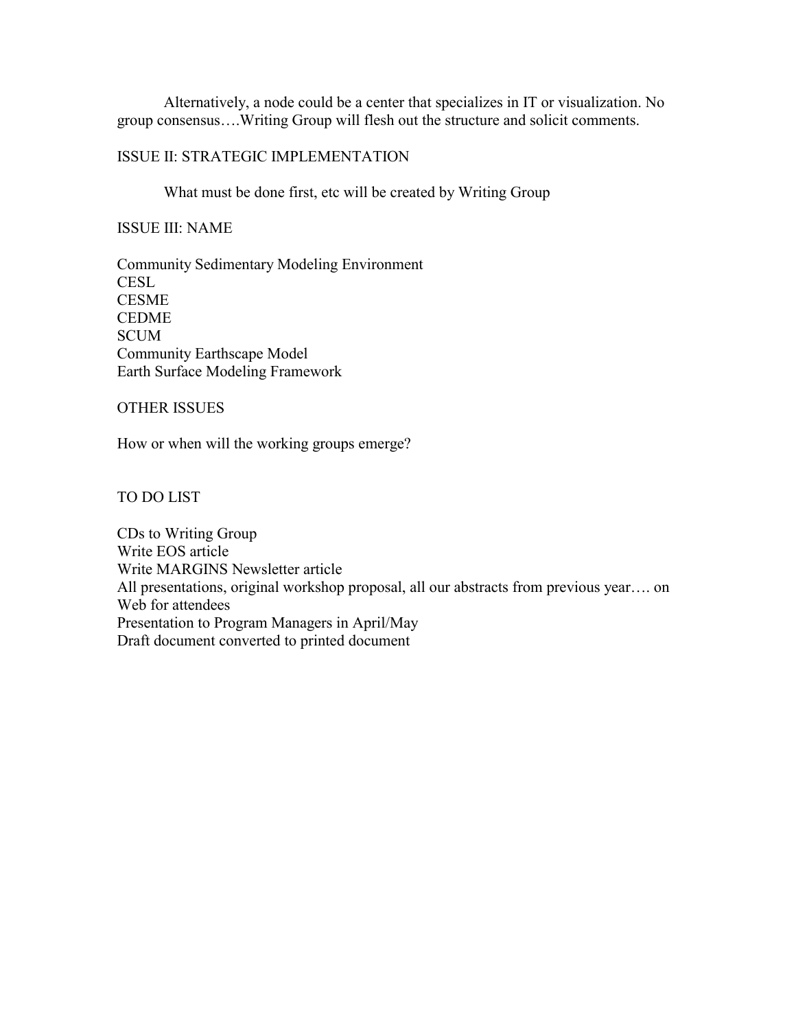Alternatively, a node could be a center that specializes in IT or visualization. No group consensus….Writing Group will flesh out the structure and solicit comments.

## ISSUE II: STRATEGIC IMPLEMENTATION

What must be done first, etc will be created by Writing Group

## ISSUE III: NAME

Community Sedimentary Modeling Environment
CESL
CESME
CEDME
SCUM
Community Earthscape Model
Earth Surface Modeling Framework

## OTHER ISSUES

How or when will the working groups emerge?

## TO DO LIST

CDs to Writing Group
Write EOS article
Write MARGINS Newsletter article
All presentations, original workshop proposal, all our abstracts from previous year…. on Web for attendees
Presentation to Program Managers in April/May
Draft document converted to printed document